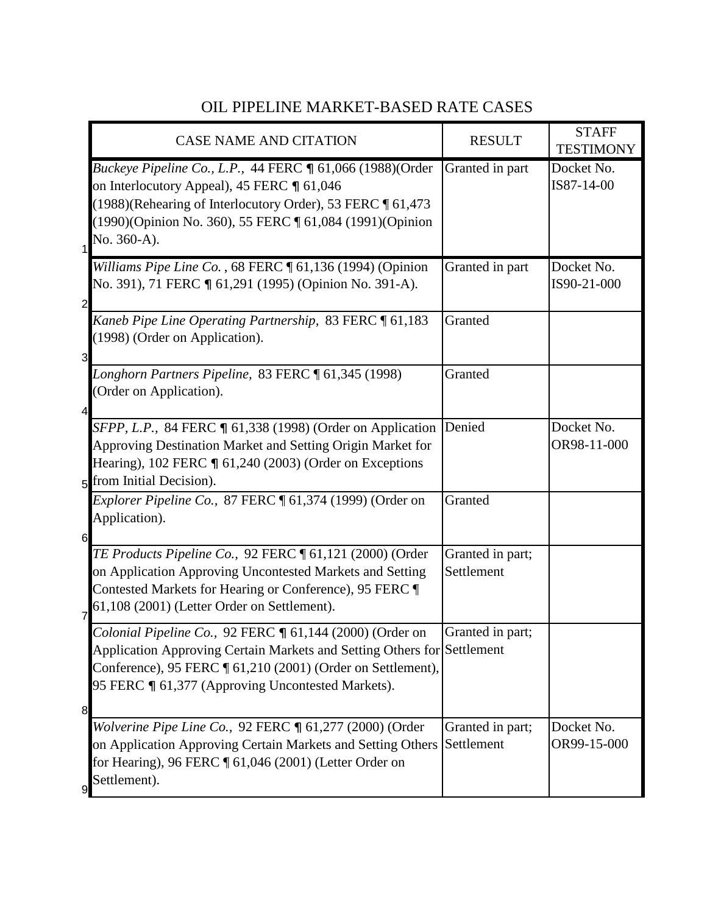# OIL PIPELINE MARKET-BASED RATE CASES

| | CASE NAME AND CITATION | RESULT | STAFF TESTIMONY |
|---|---|---|---|
| 1 | *Buckeye Pipeline Co., L.P.,* 44 FERC ¶ 61,066 (1988)(Order on Interlocutory Appeal), 45 FERC ¶ 61,046 (1988)(Rehearing of Interlocutory Order), 53 FERC ¶ 61,473 (1990)(Opinion No. 360), 55 FERC ¶ 61,084 (1991)(Opinion No. 360-A). | Granted in part | Docket No. IS87-14-00 |
| 2 | *Williams Pipe Line Co.* , 68 FERC ¶ 61,136 (1994) (Opinion No. 391), 71 FERC ¶ 61,291 (1995) (Opinion No. 391-A). | Granted in part | Docket No. IS90-21-000 |
| 3 | *Kaneb Pipe Line Operating Partnership,* 83 FERC ¶ 61,183 (1998) (Order on Application). | Granted | |
| 4 | *Longhorn Partners Pipeline,* 83 FERC ¶ 61,345 (1998) (Order on Application). | Granted | |
| 5 | *SFPP, L.P.,* 84 FERC ¶ 61,338 (1998) (Order on Application Approving Destination Market and Setting Origin Market for Hearing), 102 FERC ¶ 61,240 (2003) (Order on Exceptions from Initial Decision). | Denied | Docket No. OR98-11-000 |
| 6 | *Explorer Pipeline Co.,* 87 FERC ¶ 61,374 (1999) (Order on Application). | Granted | |
| 7 | *TE Products Pipeline Co.,* 92 FERC ¶ 61,121 (2000) (Order on Application Approving Uncontested Markets and Setting Contested Markets for Hearing or Conference), 95 FERC ¶ 61,108 (2001) (Letter Order on Settlement). | Granted in part; Settlement | |
| 8 | *Colonial Pipeline Co.,* 92 FERC ¶ 61,144 (2000) (Order on Application Approving Certain Markets and Setting Others for Conference), 95 FERC ¶ 61,210 (2001) (Order on Settlement), 95 FERC ¶ 61,377 (Approving Uncontested Markets). | Granted in part; Settlement | |
| 9 | *Wolverine Pipe Line Co.,* 92 FERC ¶ 61,277 (2000) (Order on Application Approving Certain Markets and Setting Others for Hearing), 96 FERC ¶ 61,046 (2001) (Letter Order on Settlement). | Granted in part; Settlement | Docket No. OR99-15-000 |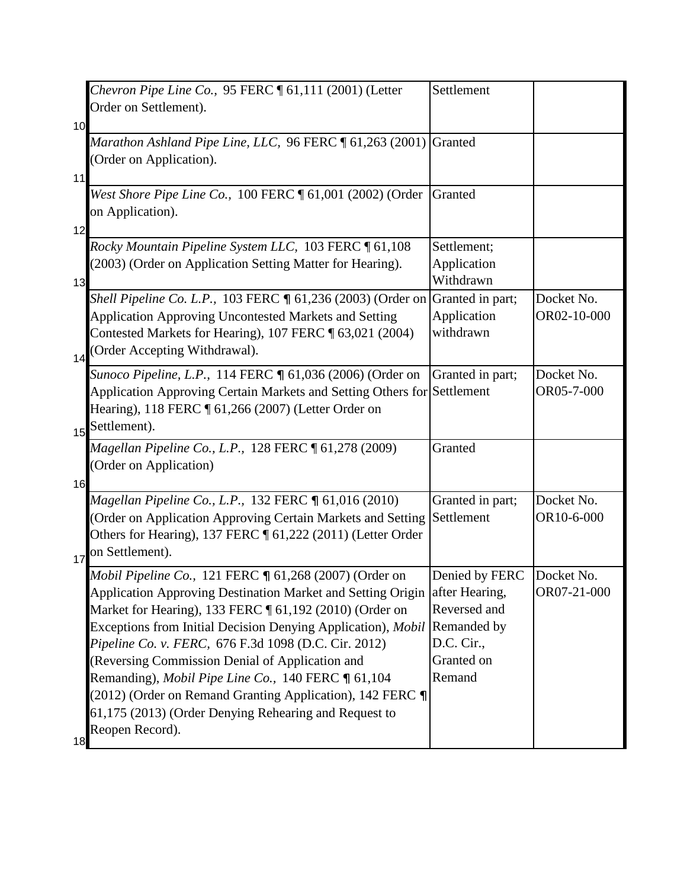| | | | |
|---|---|---|---|
| 10 | *Chevron Pipe Line Co.,* 95 FERC ¶ 61,111 (2001) (Letter Order on Settlement). | Settlement | |
| 11 | *Marathon Ashland Pipe Line, LLC,* 96 FERC ¶ 61,263 (2001) (Order on Application). | Granted | |
| 12 | *West Shore Pipe Line Co.,* 100 FERC ¶ 61,001 (2002) (Order on Application). | Granted | |
| 13 | *Rocky Mountain Pipeline System LLC,* 103 FERC ¶ 61,108 (2003) (Order on Application Setting Matter for Hearing). | Settlement; Application Withdrawn | |
| 14 | *Shell Pipeline Co. L.P.,* 103 FERC ¶ 61,236 (2003) (Order on Application Approving Uncontested Markets and Setting Contested Markets for Hearing), 107 FERC ¶ 63,021 (2004) (Order Accepting Withdrawal). | Granted in part; Application withdrawn | Docket No. OR02-10-000 |
| 15 | *Sunoco Pipeline, L.P.,* 114 FERC ¶ 61,036 (2006) (Order on Application Approving Certain Markets and Setting Others for Hearing), 118 FERC ¶ 61,266 (2007) (Letter Order on Settlement). | Granted in part; Settlement | Docket No. OR05-7-000 |
| 16 | *Magellan Pipeline Co., L.P.,* 128 FERC ¶ 61,278 (2009) (Order on Application) | Granted | |
| 17 | *Magellan Pipeline Co., L.P.,* 132 FERC ¶ 61,016 (2010) (Order on Application Approving Certain Markets and Setting Others for Hearing), 137 FERC ¶ 61,222 (2011) (Letter Order on Settlement). | Granted in part; Settlement | Docket No. OR10-6-000 |
| 18 | *Mobil Pipeline Co.,* 121 FERC ¶ 61,268 (2007) (Order on Application Approving Destination Market and Setting Origin Market for Hearing), 133 FERC ¶ 61,192 (2010) (Order on Exceptions from Initial Decision Denying Application), *Mobil Pipeline Co. v. FERC,* 676 F.3d 1098 (D.C. Cir. 2012) (Reversing Commission Denial of Application and Remanding), *Mobil Pipe Line Co.,* 140 FERC ¶ 61,104 (2012) (Order on Remand Granting Application), 142 FERC ¶ 61,175 (2013) (Order Denying Rehearing and Request to Reopen Record). | Denied by FERC after Hearing, Reversed and Remanded by D.C. Cir., Granted on Remand | Docket No. OR07-21-000 |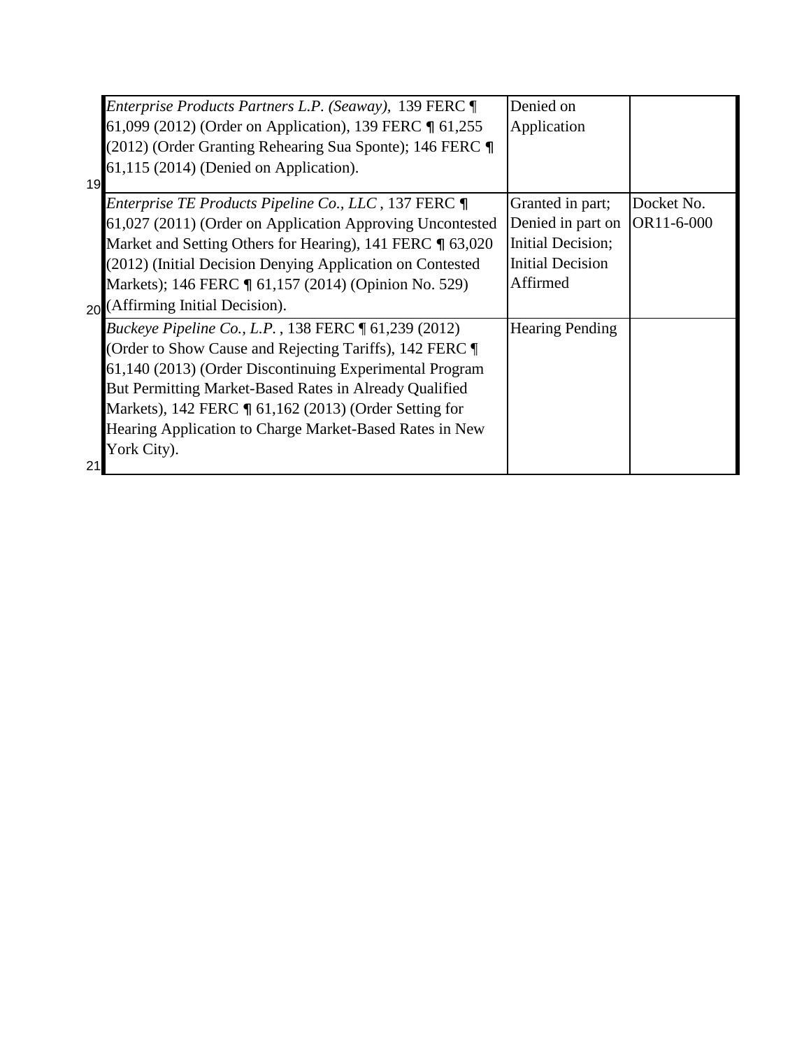| | | | |
|---|---|---|---|
| 19 | *Enterprise Products Partners L.P. (Seaway),* 139 FERC ¶ 61,099 (2012) (Order on Application), 139 FERC ¶ 61,255 (2012) (Order Granting Rehearing Sua Sponte); 146 FERC ¶ 61,115 (2014) (Denied on Application). | Denied on Application | |
| 20 | *Enterprise TE Products Pipeline Co., LLC* , 137 FERC ¶ 61,027 (2011) (Order on Application Approving Uncontested Market and Setting Others for Hearing), 141 FERC ¶ 63,020 (2012) (Initial Decision Denying Application on Contested Markets); 146 FERC ¶ 61,157 (2014) (Opinion No. 529) (Affirming Initial Decision). | Granted in part; Denied in part on Initial Decision; Initial Decision Affirmed | Docket No. OR11-6-000 |
| 21 | *Buckeye Pipeline Co., L.P.* , 138 FERC ¶ 61,239 (2012) (Order to Show Cause and Rejecting Tariffs), 142 FERC ¶ 61,140 (2013) (Order Discontinuing Experimental Program But Permitting Market-Based Rates in Already Qualified Markets), 142 FERC ¶ 61,162 (2013) (Order Setting for Hearing Application to Charge Market-Based Rates in New York City). | Hearing Pending | |